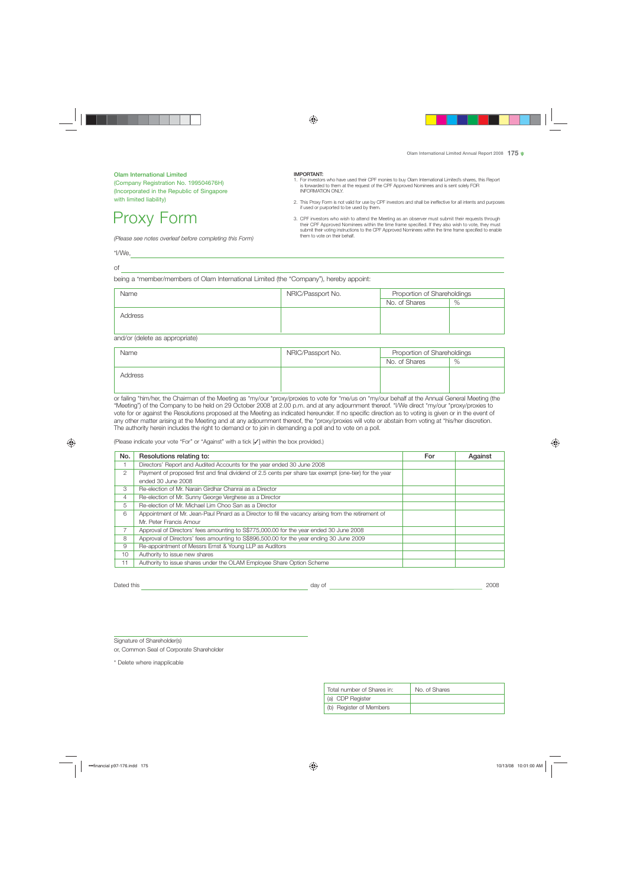**Olam International Limited**
(Company Registration No. 199504676H)
(Incorporated in the Republic of Singapore with limited liability)

# Proxy Form

*(Please see notes overleaf before completing this Form)*

**IMPORTANT:**

1. For investors who have used their CPF monies to buy Olam International Limited's shares, this Report is forwarded to them at the request of the CPF Approved Nominees and is sent solely FOR INFORMATION ONLY.
2. This Proxy Form is not valid for use by CPF investors and shall be ineffective for all intents and purposes if used or purported to be used by them.
3. CPF investors who wish to attend the Meeting as an observer must submit their requests through their CPF Approved Nominees within the time frame specified. If they also wish to vote, they must submit their voting instructions to the CPF Approved Nominees within the time frame specified to enable them to vote on their behalf.

*I/We, ______________________________________________

of ______________________________________________

being a *member/members of Olam International Limited (the "Company"), hereby appoint:

| Name | NRIC/Passport No. | Proportion of Shareholdings | |
|---|---|---|---|
| | | No. of Shares | % |
| Address | | | |

and/or (delete as appropriate)

| Name | NRIC/Passport No. | Proportion of Shareholdings | |
|---|---|---|---|
| | | No. of Shares | % |
| Address | | | |

or failing *him/her, the Chairman of the Meeting as *my/our *proxy/proxies to vote for *me/us on *my/our behalf at the Annual General Meeting (the "Meeting") of the Company to be held on 29 October 2008 at 2.00 p.m. and at any adjournment thereof. *I/We direct *my/our *proxy/proxies to vote for or against the Resolutions proposed at the Meeting as indicated hereunder. If no specific direction as to voting is given or in the event of any other matter arising at the Meeting and at any adjournment thereof, the *proxy/proxies will vote or abstain from voting at *his/her discretion. The authority herein includes the right to demand or to join in demanding a poll and to vote on a poll.

(Please indicate your vote "For" or "Against" with a tick [✓] within the box provided.)

| No. | Resolutions relating to: | For | Against |
|---|---|---|---|
| 1 | Directors' Report and Audited Accounts for the year ended 30 June 2008 | | |
| 2 | Payment of proposed first and final dividend of 2.5 cents per share tax exempt (one-tier) for the year ended 30 June 2008 | | |
| 3 | Re-election of Mr. Narain Girdhar Chanrai as a Director | | |
| 4 | Re-election of Mr. Sunny George Verghese as a Director | | |
| 5 | Re-election of Mr. Michael Lim Choo San as a Director | | |
| 6 | Appointment of Mr. Jean-Paul Pinard as a Director to fill the vacancy arising from the retirement of Mr. Peter Francis Amour | | |
| 7 | Approval of Directors' fees amounting to S$775,000.00 for the year ended 30 June 2008 | | |
| 8 | Approval of Directors' fees amounting to S$896,500.00 for the year ending 30 June 2009 | | |
| 9 | Re-appointment of Messrs Ernst & Young LLP as Auditors | | |
| 10 | Authority to issue new shares | | |
| 11 | Authority to issue shares under the OLAM Employee Share Option Scheme | | |

Dated this ____________________ day of ____________________ 2008

______________________________
Signature of Shareholder(s)
or, Common Seal of Corporate Shareholder

\* Delete where inapplicable

| Total number of Shares in: | No. of Shares |
|---|---|
| (a) CDP Register | |
| (b) Register of Members | |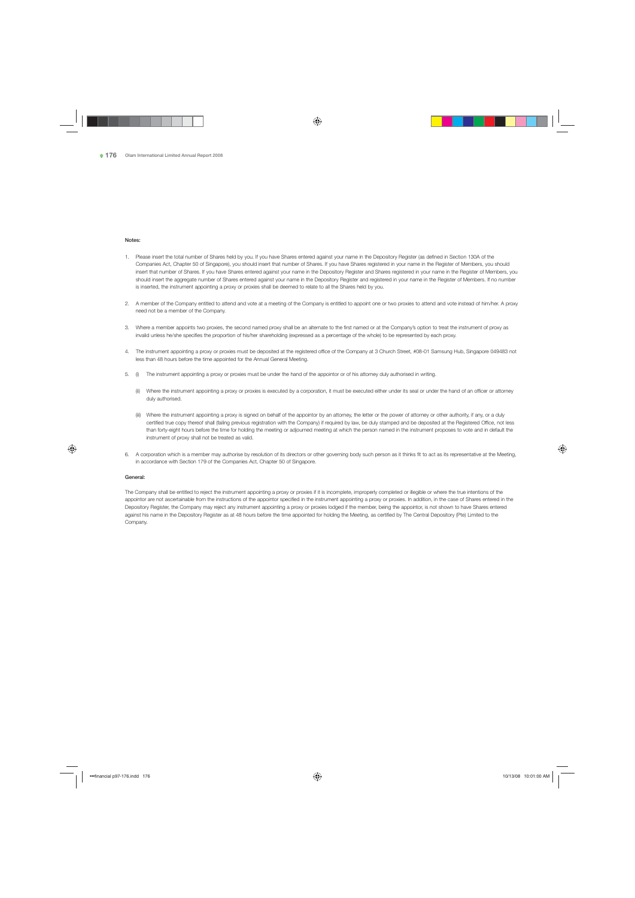**Notes:**

1. Please insert the total number of Shares held by you. If you have Shares entered against your name in the Depository Register (as defined in Section 130A of the Companies Act, Chapter 50 of Singapore), you should insert that number of Shares. If you have Shares registered in your name in the Register of Members, you should insert that number of Shares. If you have Shares entered against your name in the Depository Register and Shares registered in your name in the Register of Members, you should insert the aggregate number of Shares entered against your name in the Depository Register and registered in your name in the Register of Members. If no number is inserted, the instrument appointing a proxy or proxies shall be deemed to relate to all the Shares held by you.

2. A member of the Company entitled to attend and vote at a meeting of the Company is entitled to appoint one or two proxies to attend and vote instead of him/her. A proxy need not be a member of the Company.

3. Where a member appoints two proxies, the second named proxy shall be an alternate to the first named or at the Company's option to treat the instrument of proxy as invalid unless he/she specifies the proportion of his/her shareholding (expressed as a percentage of the whole) to be represented by each proxy.

4. The instrument appointing a proxy or proxies must be deposited at the registered office of the Company at 3 Church Street, #08-01 Samsung Hub, Singapore 049483 not less than 48 hours before the time appointed for the Annual General Meeting.

5. (i) The instrument appointing a proxy or proxies must be under the hand of the appointor or of his attorney duly authorised in writing.

   (ii) Where the instrument appointing a proxy or proxies is executed by a corporation, it must be executed either under its seal or under the hand of an officer or attorney duly authorised.

   (iii) Where the instrument appointing a proxy is signed on behalf of the appointor by an attorney, the letter or the power of attorney or other authority, if any, or a duly certified true copy thereof shall (failing previous registration with the Company) if required by law, be duly stamped and be deposited at the Registered Office, not less than forty-eight hours before the time for holding the meeting or adjourned meeting at which the person named in the instrument proposes to vote and in default the instrument of proxy shall not be treated as valid.

6. A corporation which is a member may authorise by resolution of its directors or other governing body such person as it thinks fit to act as its representative at the Meeting, in accordance with Section 179 of the Companies Act, Chapter 50 of Singapore.

**General:**

The Company shall be entitled to reject the instrument appointing a proxy or proxies if it is incomplete, improperly completed or illegible or where the true intentions of the appointor are not ascertainable from the instructions of the appointor specified in the instrument appointing a proxy or proxies. In addition, in the case of Shares entered in the Depository Register, the Company may reject any instrument appointing a proxy or proxies lodged if the member, being the appointor, is not shown to have Shares entered against his name in the Depository Register as at 48 hours before the time appointed for holding the Meeting, as certified by The Central Depository (Pte) Limited to the Company.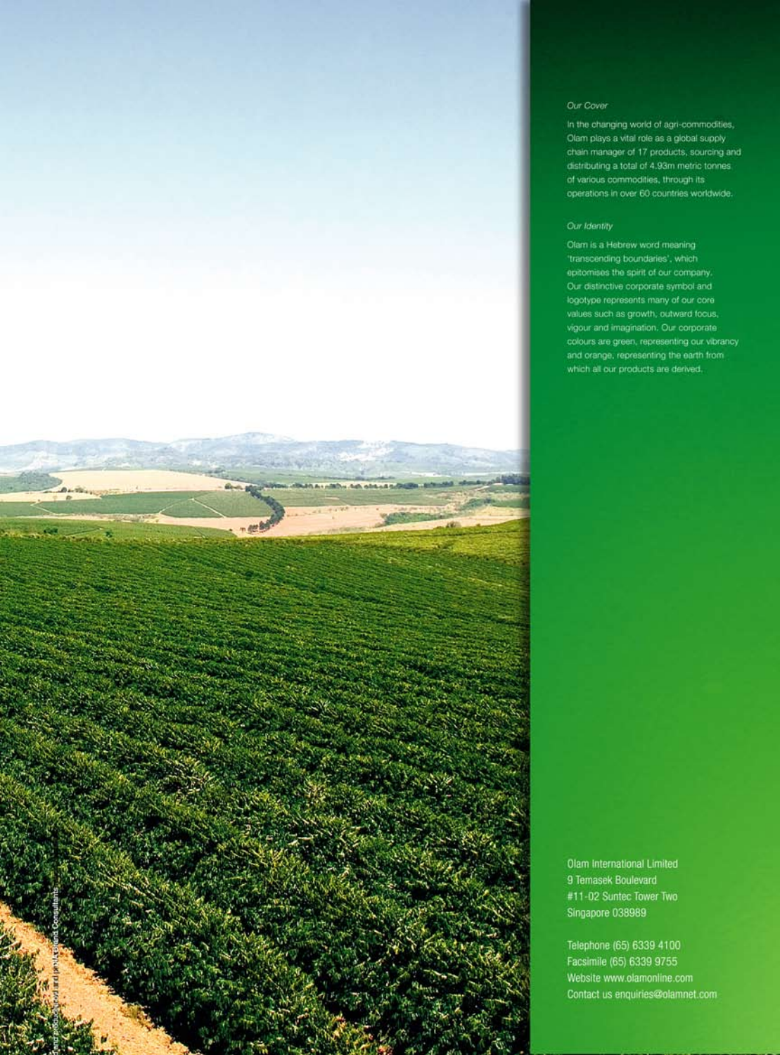*Our Cover*

In the changing world of agri-commodities, Olam plays a vital role as a global supply chain manager of 17 products, sourcing and distributing a total of 4.93m metric tonnes of various commodities, through its operations in over 60 countries worldwide.

*Our Identity*

Olam is a Hebrew word meaning 'transcending boundaries', which epitomises the spirit of our company. Our distinctive corporate symbol and logotype represents many of our core values such as growth, outward focus, vigour and imagination. Our corporate colours are green, representing our vibrancy and orange, representing the earth from which all our products are derived.

Olam International Limited
9 Temasek Boulevard
#11-02 Suntec Tower Two
Singapore 038989

Telephone (65) 6339 4100
Facsimile (65) 6339 9755
Website www.olamonline.com
Contact us enquiries@olamnet.com